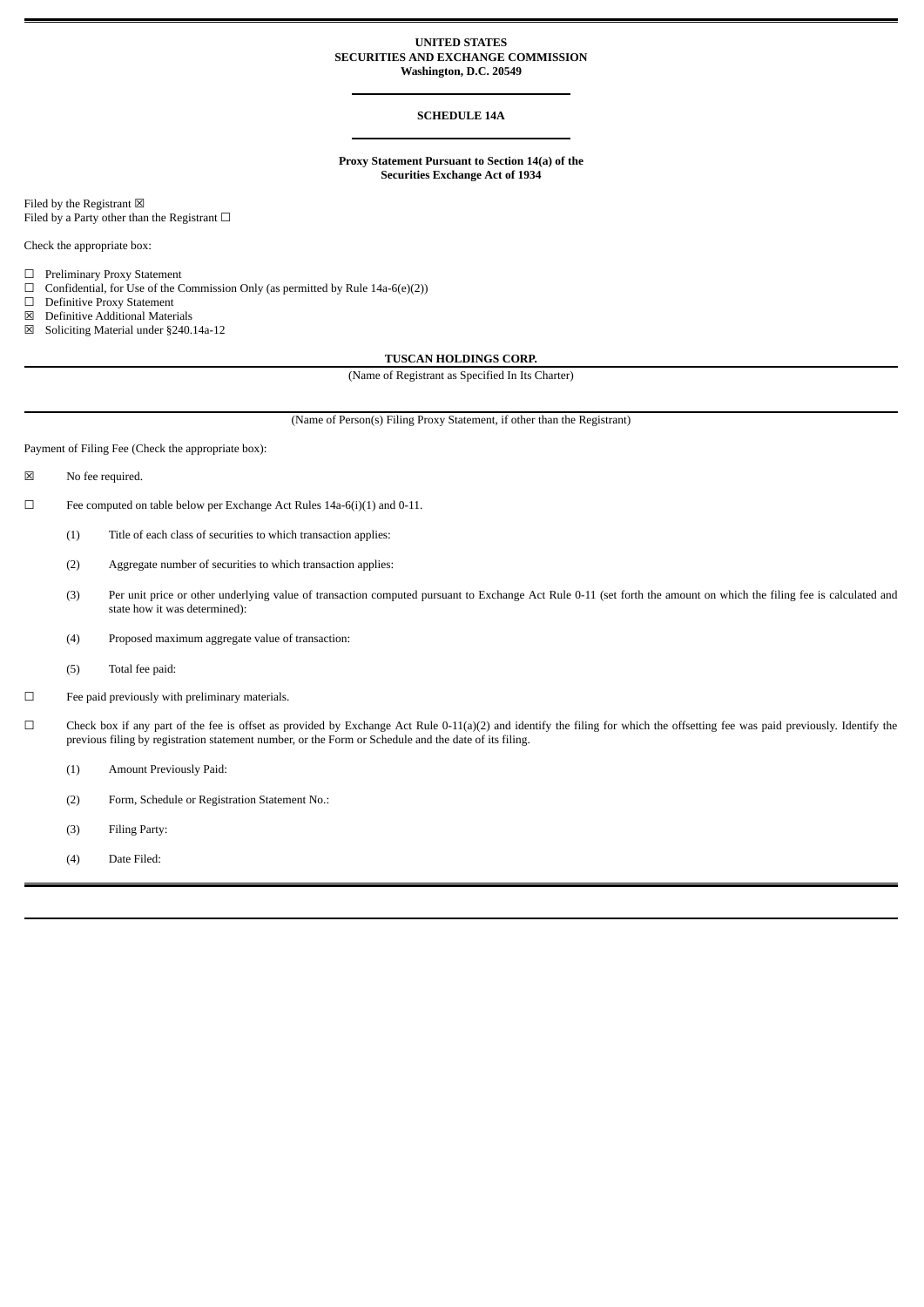**UNITED STATES**
**SECURITIES AND EXCHANGE COMMISSION**
**Washington, D.C. 20549**

---

**SCHEDULE 14A**

---

**Proxy Statement Pursuant to Section 14(a) of the**
**Securities Exchange Act of 1934**

Filed by the Registrant ☒
Filed by a Party other than the Registrant ☐

Check the appropriate box:

☐ Preliminary Proxy Statement
☐ Confidential, for Use of the Commission Only (as permitted by Rule 14a-6(e)(2))
☐ Definitive Proxy Statement
☒ Definitive Additional Materials
☒ Soliciting Material under §240.14a-12

**TUSCAN HOLDINGS CORP.**

(Name of Registrant as Specified In Its Charter)

(Name of Person(s) Filing Proxy Statement, if other than the Registrant)

Payment of Filing Fee (Check the appropriate box):

☒ No fee required.

☐ Fee computed on table below per Exchange Act Rules 14a-6(i)(1) and 0-11.

(1) Title of each class of securities to which transaction applies:

(2) Aggregate number of securities to which transaction applies:

(3) Per unit price or other underlying value of transaction computed pursuant to Exchange Act Rule 0-11 (set forth the amount on which the filing fee is calculated and state how it was determined):

(4) Proposed maximum aggregate value of transaction:

(5) Total fee paid:

☐ Fee paid previously with preliminary materials.

☐ Check box if any part of the fee is offset as provided by Exchange Act Rule 0-11(a)(2) and identify the filing for which the offsetting fee was paid previously. Identify the previous filing by registration statement number, or the Form or Schedule and the date of its filing.

(1) Amount Previously Paid:

(2) Form, Schedule or Registration Statement No.:

(3) Filing Party:

(4) Date Filed: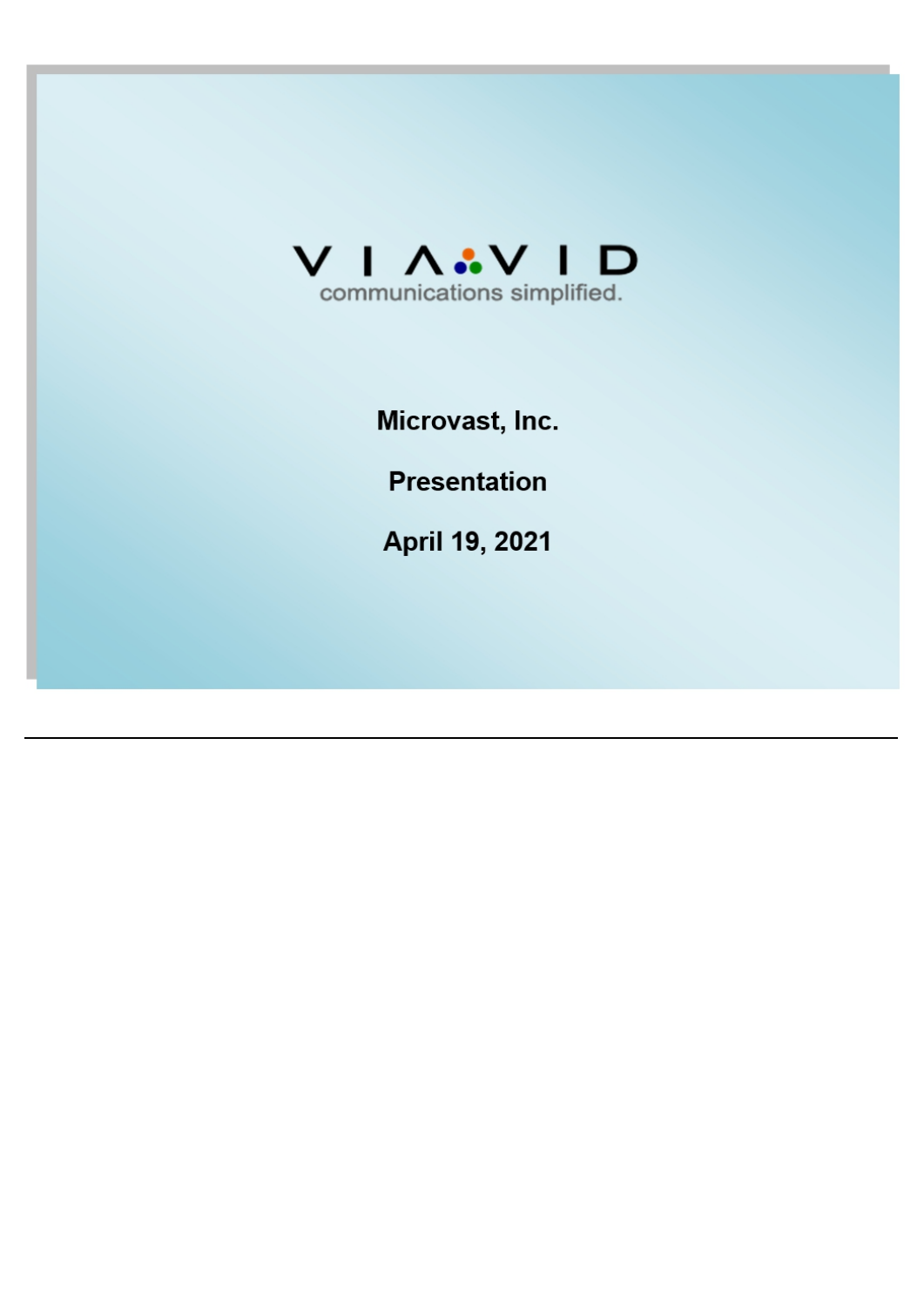VIAVID

communications simplified.

**Microvast, Inc.**

**Presentation**

**April 19, 2021**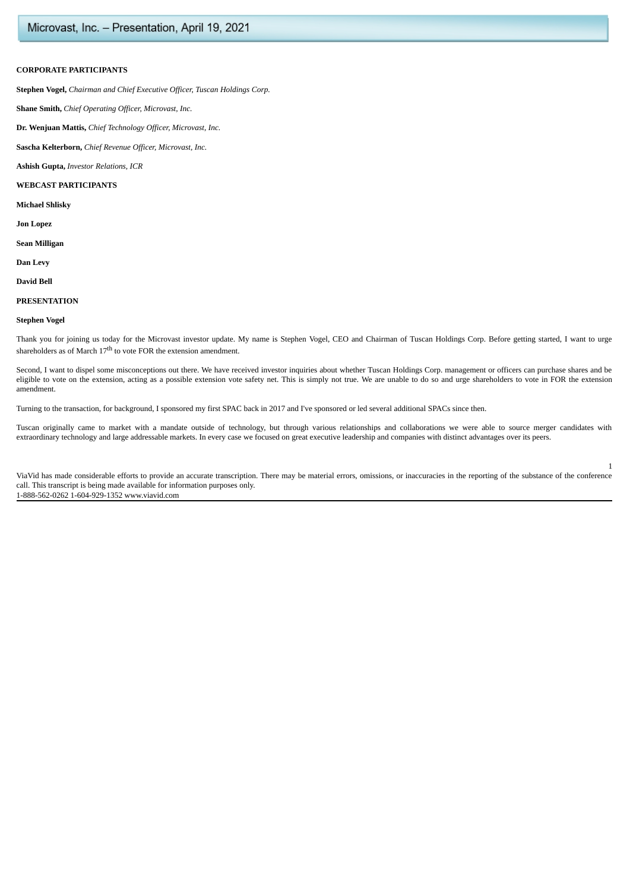**CORPORATE PARTICIPANTS**

**Stephen Vogel,** *Chairman and Chief Executive Officer, Tuscan Holdings Corp.*

**Shane Smith,** *Chief Operating Officer, Microvast, Inc.*

**Dr. Wenjuan Mattis,** *Chief Technology Officer, Microvast, Inc.*

**Sascha Kelterborn,** *Chief Revenue Officer, Microvast, Inc.*

**Ashish Gupta,** *Investor Relations, ICR*

**WEBCAST PARTICIPANTS**

**Michael Shlisky**

**Jon Lopez**

**Sean Milligan**

**Dan Levy**

**David Bell**

**PRESENTATION**

**Stephen Vogel**

Thank you for joining us today for the Microvast investor update. My name is Stephen Vogel, CEO and Chairman of Tuscan Holdings Corp. Before getting started, I want to urge shareholders as of March 17th to vote FOR the extension amendment.

Second, I want to dispel some misconceptions out there. We have received investor inquiries about whether Tuscan Holdings Corp. management or officers can purchase shares and be eligible to vote on the extension, acting as a possible extension vote safety net. This is simply not true. We are unable to do so and urge shareholders to vote in FOR the extension amendment.

Turning to the transaction, for background, I sponsored my first SPAC back in 2017 and I've sponsored or led several additional SPACs since then.

Tuscan originally came to market with a mandate outside of technology, but through various relationships and collaborations we were able to source merger candidates with extraordinary technology and large addressable markets. In every case we focused on great executive leadership and companies with distinct advantages over its peers.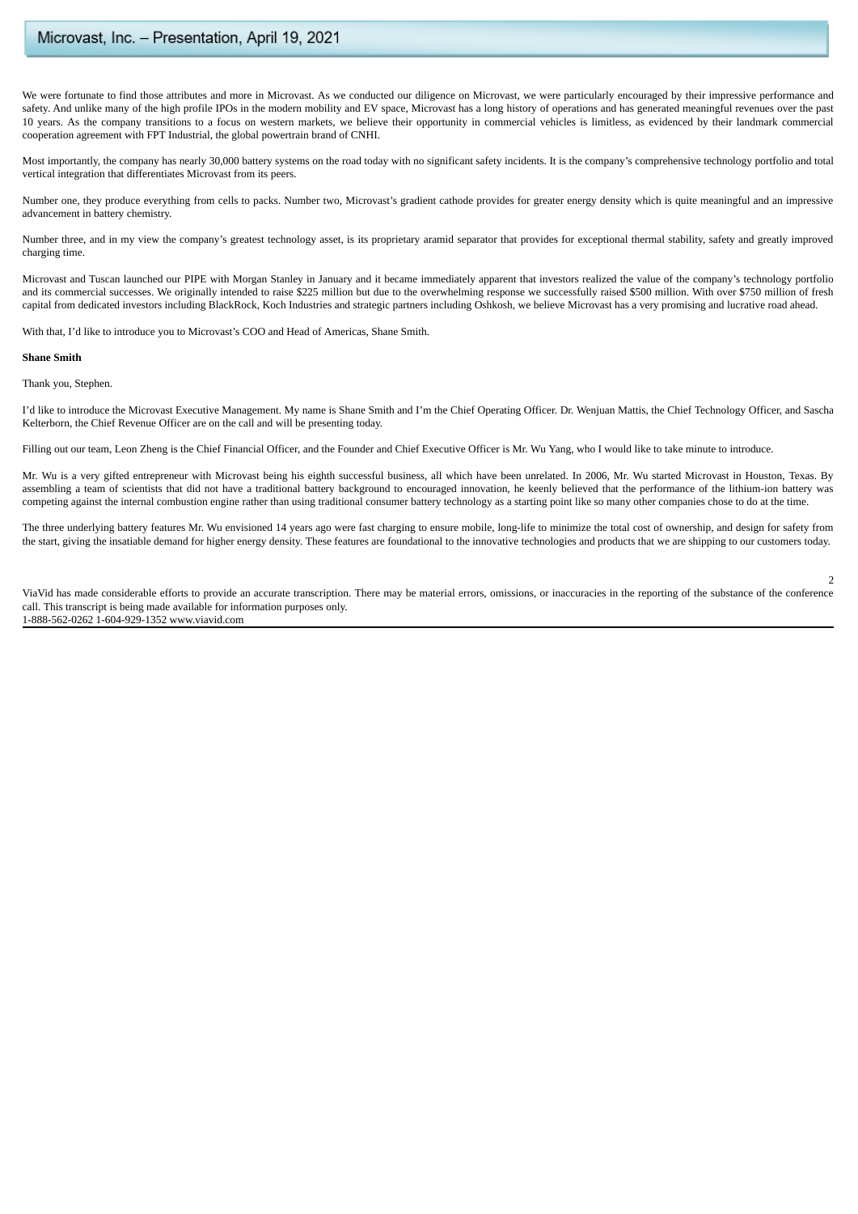We were fortunate to find those attributes and more in Microvast. As we conducted our diligence on Microvast, we were particularly encouraged by their impressive performance and safety. And unlike many of the high profile IPOs in the modern mobility and EV space, Microvast has a long history of operations and has generated meaningful revenues over the past 10 years. As the company transitions to a focus on western markets, we believe their opportunity in commercial vehicles is limitless, as evidenced by their landmark commercial cooperation agreement with FPT Industrial, the global powertrain brand of CNHI.

Most importantly, the company has nearly 30,000 battery systems on the road today with no significant safety incidents. It is the company's comprehensive technology portfolio and total vertical integration that differentiates Microvast from its peers.

Number one, they produce everything from cells to packs. Number two, Microvast's gradient cathode provides for greater energy density which is quite meaningful and an impressive advancement in battery chemistry.

Number three, and in my view the company's greatest technology asset, is its proprietary aramid separator that provides for exceptional thermal stability, safety and greatly improved charging time.

Microvast and Tuscan launched our PIPE with Morgan Stanley in January and it became immediately apparent that investors realized the value of the company's technology portfolio and its commercial successes. We originally intended to raise $225 million but due to the overwhelming response we successfully raised $500 million. With over $750 million of fresh capital from dedicated investors including BlackRock, Koch Industries and strategic partners including Oshkosh, we believe Microvast has a very promising and lucrative road ahead.

With that, I'd like to introduce you to Microvast's COO and Head of Americas, Shane Smith.

**Shane Smith**

Thank you, Stephen.

I'd like to introduce the Microvast Executive Management. My name is Shane Smith and I'm the Chief Operating Officer. Dr. Wenjuan Mattis, the Chief Technology Officer, and Sascha Kelterborn, the Chief Revenue Officer are on the call and will be presenting today.

Filling out our team, Leon Zheng is the Chief Financial Officer, and the Founder and Chief Executive Officer is Mr. Wu Yang, who I would like to take minute to introduce.

Mr. Wu is a very gifted entrepreneur with Microvast being his eighth successful business, all which have been unrelated. In 2006, Mr. Wu started Microvast in Houston, Texas. By assembling a team of scientists that did not have a traditional battery background to encouraged innovation, he keenly believed that the performance of the lithium-ion battery was competing against the internal combustion engine rather than using traditional consumer battery technology as a starting point like so many other companies chose to do at the time.

The three underlying battery features Mr. Wu envisioned 14 years ago were fast charging to ensure mobile, long-life to minimize the total cost of ownership, and design for safety from the start, giving the insatiable demand for higher energy density. These features are foundational to the innovative technologies and products that we are shipping to our customers today.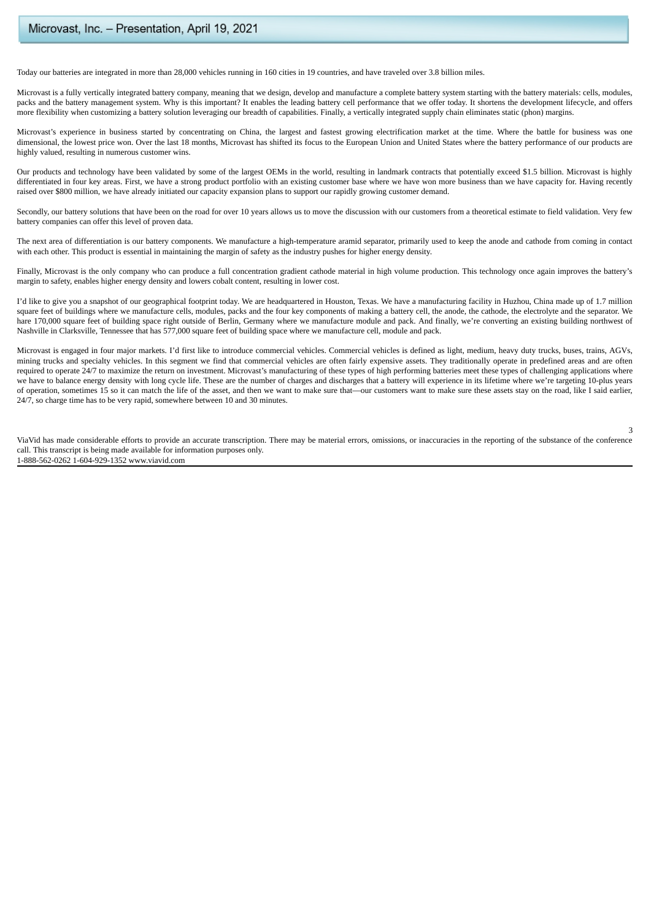Today our batteries are integrated in more than 28,000 vehicles running in 160 cities in 19 countries, and have traveled over 3.8 billion miles.

Microvast is a fully vertically integrated battery company, meaning that we design, develop and manufacture a complete battery system starting with the battery materials: cells, modules, packs and the battery management system. Why is this important? It enables the leading battery cell performance that we offer today. It shortens the development lifecycle, and offers more flexibility when customizing a battery solution leveraging our breadth of capabilities. Finally, a vertically integrated supply chain eliminates static (phon) margins.

Microvast's experience in business started by concentrating on China, the largest and fastest growing electrification market at the time. Where the battle for business was one dimensional, the lowest price won. Over the last 18 months, Microvast has shifted its focus to the European Union and United States where the battery performance of our products are highly valued, resulting in numerous customer wins.

Our products and technology have been validated by some of the largest OEMs in the world, resulting in landmark contracts that potentially exceed $1.5 billion. Microvast is highly differentiated in four key areas. First, we have a strong product portfolio with an existing customer base where we have won more business than we have capacity for. Having recently raised over $800 million, we have already initiated our capacity expansion plans to support our rapidly growing customer demand.

Secondly, our battery solutions that have been on the road for over 10 years allows us to move the discussion with our customers from a theoretical estimate to field validation. Very few battery companies can offer this level of proven data.

The next area of differentiation is our battery components. We manufacture a high-temperature aramid separator, primarily used to keep the anode and cathode from coming in contact with each other. This product is essential in maintaining the margin of safety as the industry pushes for higher energy density.

Finally, Microvast is the only company who can produce a full concentration gradient cathode material in high volume production. This technology once again improves the battery's margin to safety, enables higher energy density and lowers cobalt content, resulting in lower cost.

I'd like to give you a snapshot of our geographical footprint today. We are headquartered in Houston, Texas. We have a manufacturing facility in Huzhou, China made up of 1.7 million square feet of buildings where we manufacture cells, modules, packs and the four key components of making a battery cell, the anode, the cathode, the electrolyte and the separator. We hare 170,000 square feet of building space right outside of Berlin, Germany where we manufacture module and pack. And finally, we're converting an existing building northwest of Nashville in Clarksville, Tennessee that has 577,000 square feet of building space where we manufacture cell, module and pack.

Microvast is engaged in four major markets. I'd first like to introduce commercial vehicles. Commercial vehicles is defined as light, medium, heavy duty trucks, buses, trains, AGVs, mining trucks and specialty vehicles. In this segment we find that commercial vehicles are often fairly expensive assets. They traditionally operate in predefined areas and are often required to operate 24/7 to maximize the return on investment. Microvast's manufacturing of these types of high performing batteries meet these types of challenging applications where we have to balance energy density with long cycle life. These are the number of charges and discharges that a battery will experience in its lifetime where we're targeting 10-plus years of operation, sometimes 15 so it can match the life of the asset, and then we want to make sure that—our customers want to make sure these assets stay on the road, like I said earlier, 24/7, so charge time has to be very rapid, somewhere between 10 and 30 minutes.

ViaVid has made considerable efforts to provide an accurate transcription. There may be material errors, omissions, or inaccuracies in the reporting of the substance of the conference call. This transcript is being made available for information purposes only.
1-888-562-0262 1-604-929-1352 www.viavid.com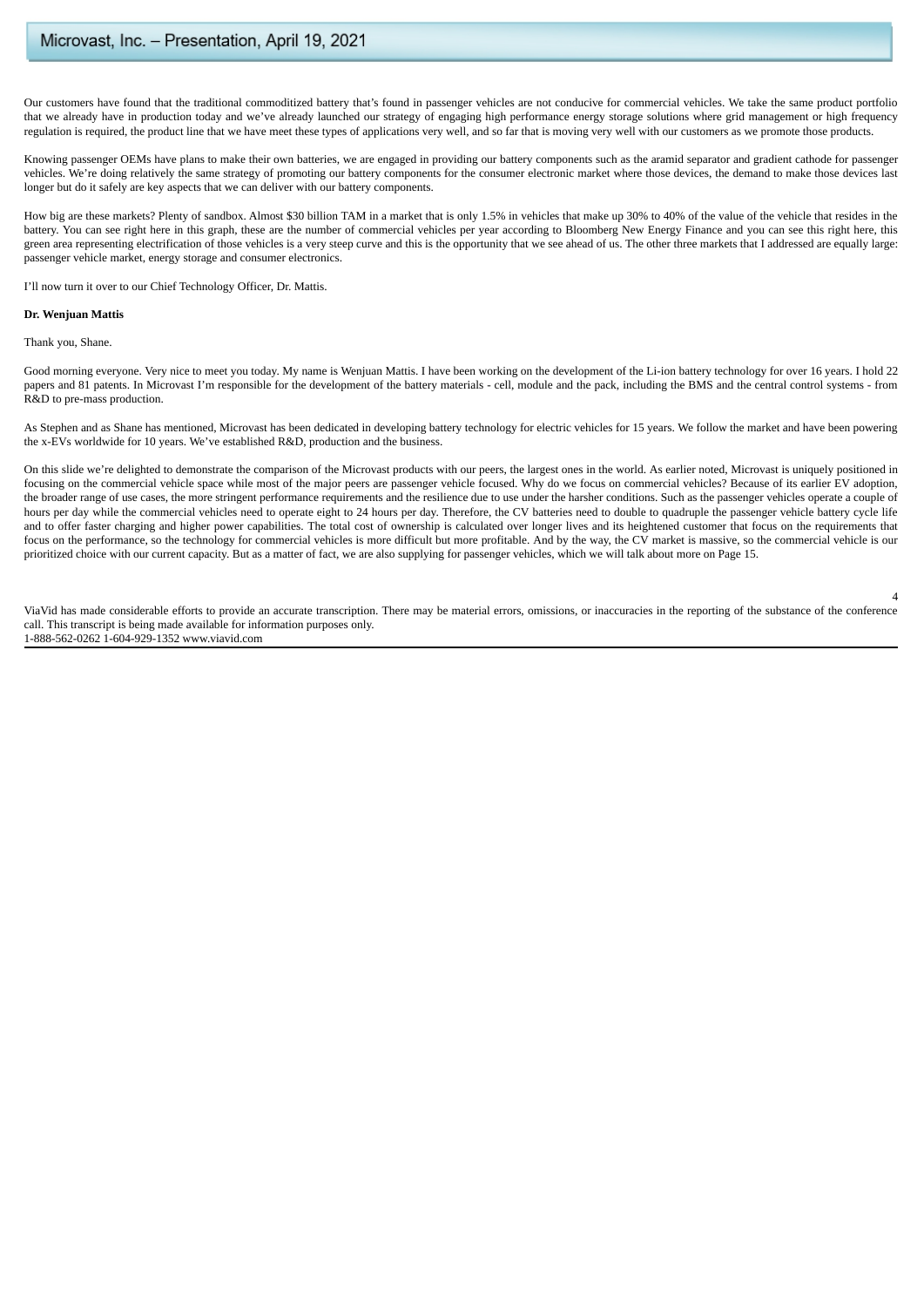Our customers have found that the traditional commoditized battery that's found in passenger vehicles are not conducive for commercial vehicles. We take the same product portfolio that we already have in production today and we've already launched our strategy of engaging high performance energy storage solutions where grid management or high frequency regulation is required, the product line that we have meet these types of applications very well, and so far that is moving very well with our customers as we promote those products.

Knowing passenger OEMs have plans to make their own batteries, we are engaged in providing our battery components such as the aramid separator and gradient cathode for passenger vehicles. We're doing relatively the same strategy of promoting our battery components for the consumer electronic market where those devices, the demand to make those devices last longer but do it safely are key aspects that we can deliver with our battery components.

How big are these markets? Plenty of sandbox. Almost $30 billion TAM in a market that is only 1.5% in vehicles that make up 30% to 40% of the value of the vehicle that resides in the battery. You can see right here in this graph, these are the number of commercial vehicles per year according to Bloomberg New Energy Finance and you can see this right here, this green area representing electrification of those vehicles is a very steep curve and this is the opportunity that we see ahead of us. The other three markets that I addressed are equally large: passenger vehicle market, energy storage and consumer electronics.

I'll now turn it over to our Chief Technology Officer, Dr. Mattis.

**Dr. Wenjuan Mattis**

Thank you, Shane.

Good morning everyone. Very nice to meet you today. My name is Wenjuan Mattis. I have been working on the development of the Li-ion battery technology for over 16 years. I hold 22 papers and 81 patents. In Microvast I'm responsible for the development of the battery materials - cell, module and the pack, including the BMS and the central control systems - from R&D to pre-mass production.

As Stephen and as Shane has mentioned, Microvast has been dedicated in developing battery technology for electric vehicles for 15 years. We follow the market and have been powering the x-EVs worldwide for 10 years. We've established R&D, production and the business.

On this slide we're delighted to demonstrate the comparison of the Microvast products with our peers, the largest ones in the world. As earlier noted, Microvast is uniquely positioned in focusing on the commercial vehicle space while most of the major peers are passenger vehicle focused. Why do we focus on commercial vehicles? Because of its earlier EV adoption, the broader range of use cases, the more stringent performance requirements and the resilience due to use under the harsher conditions. Such as the passenger vehicles operate a couple of hours per day while the commercial vehicles need to operate eight to 24 hours per day. Therefore, the CV batteries need to double to quadruple the passenger vehicle battery cycle life and to offer faster charging and higher power capabilities. The total cost of ownership is calculated over longer lives and its heightened customer that focus on the requirements that focus on the performance, so the technology for commercial vehicles is more difficult but more profitable. And by the way, the CV market is massive, so the commercial vehicle is our prioritized choice with our current capacity. But as a matter of fact, we are also supplying for passenger vehicles, which we will talk about more on Page 15.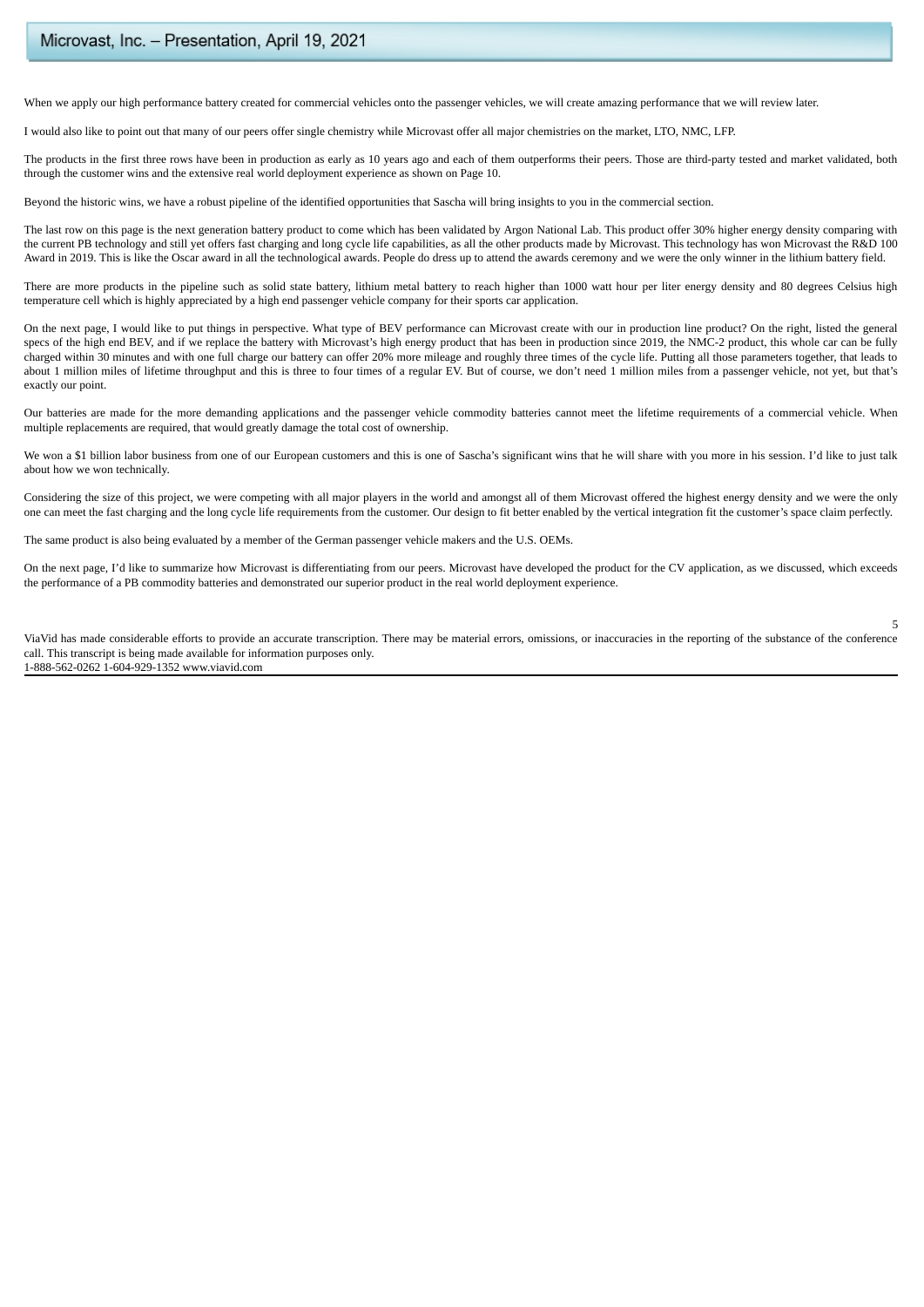When we apply our high performance battery created for commercial vehicles onto the passenger vehicles, we will create amazing performance that we will review later.

I would also like to point out that many of our peers offer single chemistry while Microvast offer all major chemistries on the market, LTO, NMC, LFP.

The products in the first three rows have been in production as early as 10 years ago and each of them outperforms their peers. Those are third-party tested and market validated, both through the customer wins and the extensive real world deployment experience as shown on Page 10.

Beyond the historic wins, we have a robust pipeline of the identified opportunities that Sascha will bring insights to you in the commercial section.

The last row on this page is the next generation battery product to come which has been validated by Argon National Lab. This product offer 30% higher energy density comparing with the current PB technology and still yet offers fast charging and long cycle life capabilities, as all the other products made by Microvast. This technology has won Microvast the R&D 100 Award in 2019. This is like the Oscar award in all the technological awards. People do dress up to attend the awards ceremony and we were the only winner in the lithium battery field.

There are more products in the pipeline such as solid state battery, lithium metal battery to reach higher than 1000 watt hour per liter energy density and 80 degrees Celsius high temperature cell which is highly appreciated by a high end passenger vehicle company for their sports car application.

On the next page, I would like to put things in perspective. What type of BEV performance can Microvast create with our in production line product? On the right, listed the general specs of the high end BEV, and if we replace the battery with Microvast's high energy product that has been in production since 2019, the NMC-2 product, this whole car can be fully charged within 30 minutes and with one full charge our battery can offer 20% more mileage and roughly three times of the cycle life. Putting all those parameters together, that leads to about 1 million miles of lifetime throughput and this is three to four times of a regular EV. But of course, we don't need 1 million miles from a passenger vehicle, not yet, but that's exactly our point.

Our batteries are made for the more demanding applications and the passenger vehicle commodity batteries cannot meet the lifetime requirements of a commercial vehicle. When multiple replacements are required, that would greatly damage the total cost of ownership.

We won a $1 billion labor business from one of our European customers and this is one of Sascha's significant wins that he will share with you more in his session. I'd like to just talk about how we won technically.

Considering the size of this project, we were competing with all major players in the world and amongst all of them Microvast offered the highest energy density and we were the only one can meet the fast charging and the long cycle life requirements from the customer. Our design to fit better enabled by the vertical integration fit the customer's space claim perfectly.

The same product is also being evaluated by a member of the German passenger vehicle makers and the U.S. OEMs.

On the next page, I'd like to summarize how Microvast is differentiating from our peers. Microvast have developed the product for the CV application, as we discussed, which exceeds the performance of a PB commodity batteries and demonstrated our superior product in the real world deployment experience.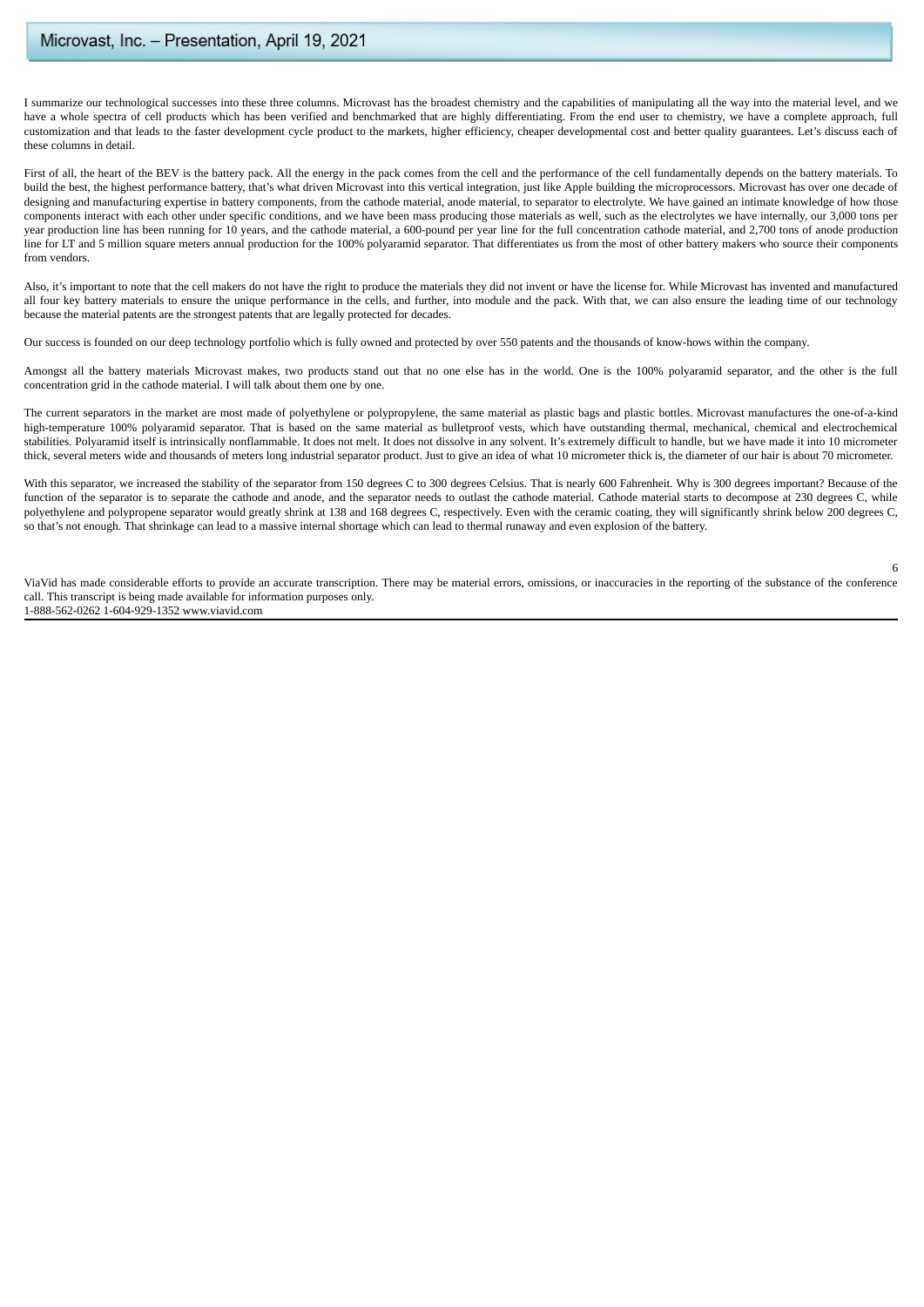I summarize our technological successes into these three columns. Microvast has the broadest chemistry and the capabilities of manipulating all the way into the material level, and we have a whole spectra of cell products which has been verified and benchmarked that are highly differentiating. From the end user to chemistry, we have a complete approach, full customization and that leads to the faster development cycle product to the markets, higher efficiency, cheaper developmental cost and better quality guarantees. Let's discuss each of these columns in detail.

First of all, the heart of the BEV is the battery pack. All the energy in the pack comes from the cell and the performance of the cell fundamentally depends on the battery materials. To build the best, the highest performance battery, that's what driven Microvast into this vertical integration, just like Apple building the microprocessors. Microvast has over one decade of designing and manufacturing expertise in battery components, from the cathode material, anode material, to separator to electrolyte. We have gained an intimate knowledge of how those components interact with each other under specific conditions, and we have been mass producing those materials as well, such as the electrolytes we have internally, our 3,000 tons per year production line has been running for 10 years, and the cathode material, a 600-pound per year line for the full concentration cathode material, and 2,700 tons of anode production line for LT and 5 million square meters annual production for the 100% polyaramid separator. That differentiates us from the most of other battery makers who source their components from vendors.

Also, it's important to note that the cell makers do not have the right to produce the materials they did not invent or have the license for. While Microvast has invented and manufactured all four key battery materials to ensure the unique performance in the cells, and further, into module and the pack. With that, we can also ensure the leading time of our technology because the material patents are the strongest patents that are legally protected for decades.

Our success is founded on our deep technology portfolio which is fully owned and protected by over 550 patents and the thousands of know-hows within the company.

Amongst all the battery materials Microvast makes, two products stand out that no one else has in the world. One is the 100% polyaramid separator, and the other is the full concentration grid in the cathode material. I will talk about them one by one.

The current separators in the market are most made of polyethylene or polypropylene, the same material as plastic bags and plastic bottles. Microvast manufactures the one-of-a-kind high-temperature 100% polyaramid separator. That is based on the same material as bulletproof vests, which have outstanding thermal, mechanical, chemical and electrochemical stabilities. Polyaramid itself is intrinsically nonflammable. It does not melt. It does not dissolve in any solvent. It's extremely difficult to handle, but we have made it into 10 micrometer thick, several meters wide and thousands of meters long industrial separator product. Just to give an idea of what 10 micrometer thick is, the diameter of our hair is about 70 micrometer.

With this separator, we increased the stability of the separator from 150 degrees C to 300 degrees Celsius. That is nearly 600 Fahrenheit. Why is 300 degrees important? Because of the function of the separator is to separate the cathode and anode, and the separator needs to outlast the cathode material. Cathode material starts to decompose at 230 degrees C, while polyethylene and polypropene separator would greatly shrink at 138 and 168 degrees C, respectively. Even with the ceramic coating, they will significantly shrink below 200 degrees C, so that's not enough. That shrinkage can lead to a massive internal shortage which can lead to thermal runaway and even explosion of the battery.

ViaVid has made considerable efforts to provide an accurate transcription. There may be material errors, omissions, or inaccuracies in the reporting of the substance of the conference call. This transcript is being made available for information purposes only.
1-888-562-0262 1-604-929-1352 www.viavid.com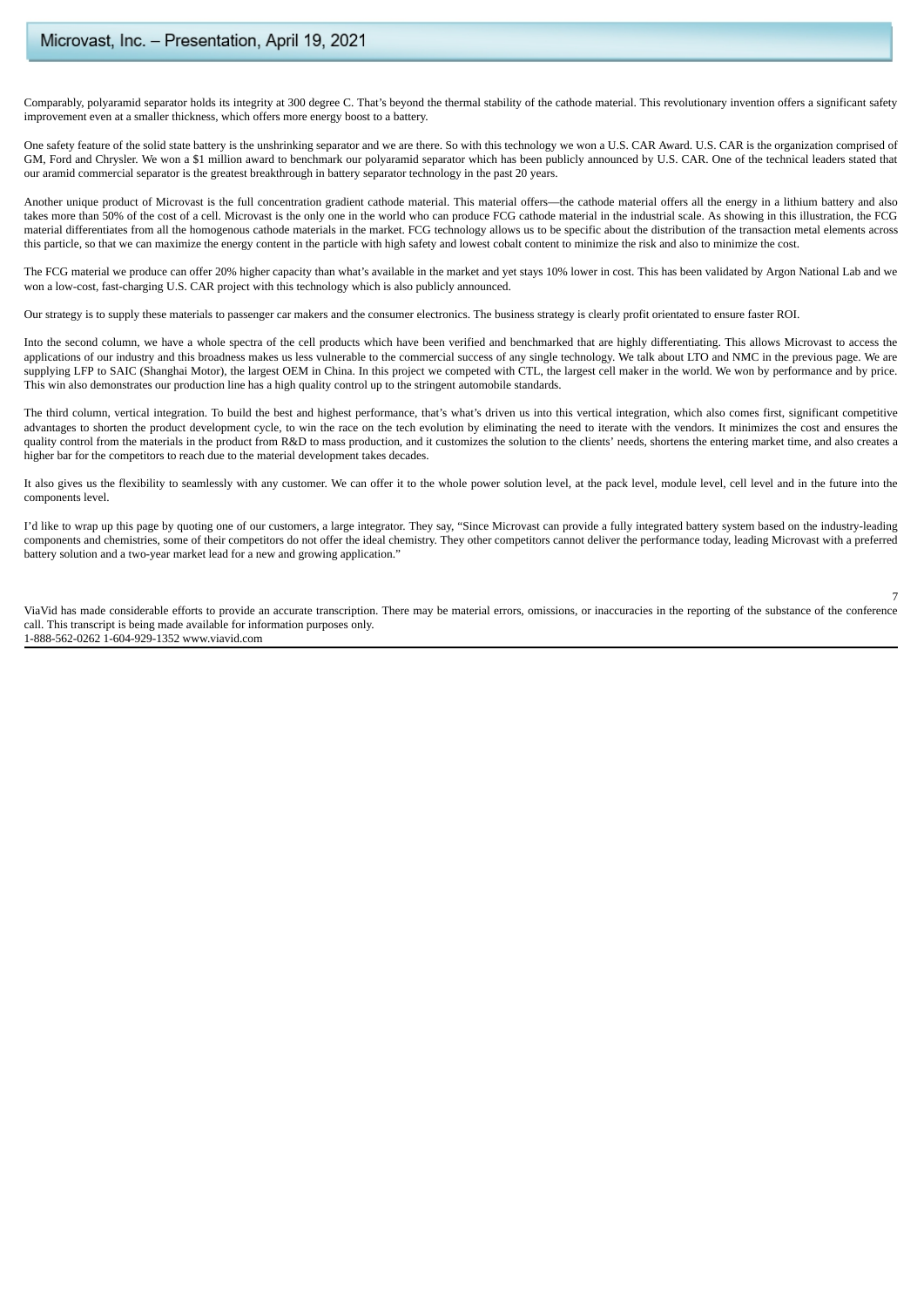Comparably, polyaramid separator holds its integrity at 300 degree C. That's beyond the thermal stability of the cathode material. This revolutionary invention offers a significant safety improvement even at a smaller thickness, which offers more energy boost to a battery.

One safety feature of the solid state battery is the unshrinking separator and we are there. So with this technology we won a U.S. CAR Award. U.S. CAR is the organization comprised of GM, Ford and Chrysler. We won a $1 million award to benchmark our polyaramid separator which has been publicly announced by U.S. CAR. One of the technical leaders stated that our aramid commercial separator is the greatest breakthrough in battery separator technology in the past 20 years.

Another unique product of Microvast is the full concentration gradient cathode material. This material offers—the cathode material offers all the energy in a lithium battery and also takes more than 50% of the cost of a cell. Microvast is the only one in the world who can produce FCG cathode material in the industrial scale. As showing in this illustration, the FCG material differentiates from all the homogenous cathode materials in the market. FCG technology allows us to be specific about the distribution of the transaction metal elements across this particle, so that we can maximize the energy content in the particle with high safety and lowest cobalt content to minimize the risk and also to minimize the cost.

The FCG material we produce can offer 20% higher capacity than what's available in the market and yet stays 10% lower in cost. This has been validated by Argon National Lab and we won a low-cost, fast-charging U.S. CAR project with this technology which is also publicly announced.

Our strategy is to supply these materials to passenger car makers and the consumer electronics. The business strategy is clearly profit orientated to ensure faster ROI.

Into the second column, we have a whole spectra of the cell products which have been verified and benchmarked that are highly differentiating. This allows Microvast to access the applications of our industry and this broadness makes us less vulnerable to the commercial success of any single technology. We talk about LTO and NMC in the previous page. We are supplying LFP to SAIC (Shanghai Motor), the largest OEM in China. In this project we competed with CTL, the largest cell maker in the world. We won by performance and by price. This win also demonstrates our production line has a high quality control up to the stringent automobile standards.

The third column, vertical integration. To build the best and highest performance, that's what's driven us into this vertical integration, which also comes first, significant competitive advantages to shorten the product development cycle, to win the race on the tech evolution by eliminating the need to iterate with the vendors. It minimizes the cost and ensures the quality control from the materials in the product from R&D to mass production, and it customizes the solution to the clients' needs, shortens the entering market time, and also creates a higher bar for the competitors to reach due to the material development takes decades.

It also gives us the flexibility to seamlessly with any customer. We can offer it to the whole power solution level, at the pack level, module level, cell level and in the future into the components level.

I'd like to wrap up this page by quoting one of our customers, a large integrator. They say, "Since Microvast can provide a fully integrated battery system based on the industry-leading components and chemistries, some of their competitors do not offer the ideal chemistry. They other competitors cannot deliver the performance today, leading Microvast with a preferred battery solution and a two-year market lead for a new and growing application."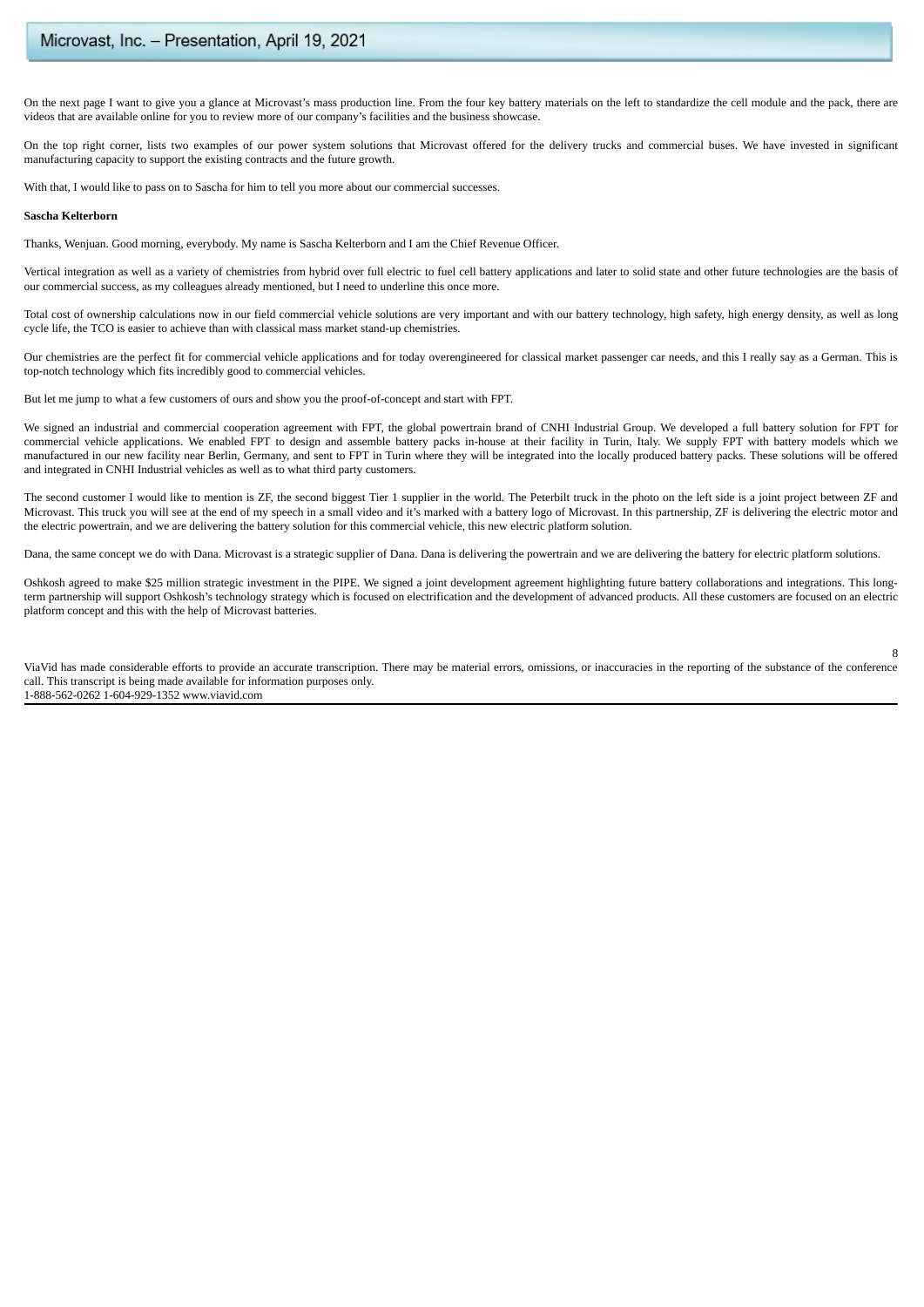On the next page I want to give you a glance at Microvast's mass production line. From the four key battery materials on the left to standardize the cell module and the pack, there are videos that are available online for you to review more of our company's facilities and the business showcase.

On the top right corner, lists two examples of our power system solutions that Microvast offered for the delivery trucks and commercial buses. We have invested in significant manufacturing capacity to support the existing contracts and the future growth.

With that, I would like to pass on to Sascha for him to tell you more about our commercial successes.

**Sascha Kelterborn**

Thanks, Wenjuan. Good morning, everybody. My name is Sascha Kelterborn and I am the Chief Revenue Officer.

Vertical integration as well as a variety of chemistries from hybrid over full electric to fuel cell battery applications and later to solid state and other future technologies are the basis of our commercial success, as my colleagues already mentioned, but I need to underline this once more.

Total cost of ownership calculations now in our field commercial vehicle solutions are very important and with our battery technology, high safety, high energy density, as well as long cycle life, the TCO is easier to achieve than with classical mass market stand-up chemistries.

Our chemistries are the perfect fit for commercial vehicle applications and for today overengineered for classical market passenger car needs, and this I really say as a German. This is top-notch technology which fits incredibly good to commercial vehicles.

But let me jump to what a few customers of ours and show you the proof-of-concept and start with FPT.

We signed an industrial and commercial cooperation agreement with FPT, the global powertrain brand of CNHI Industrial Group. We developed a full battery solution for FPT for commercial vehicle applications. We enabled FPT to design and assemble battery packs in-house at their facility in Turin, Italy. We supply FPT with battery models which we manufactured in our new facility near Berlin, Germany, and sent to FPT in Turin where they will be integrated into the locally produced battery packs. These solutions will be offered and integrated in CNHI Industrial vehicles as well as to what third party customers.

The second customer I would like to mention is ZF, the second biggest Tier 1 supplier in the world. The Peterbilt truck in the photo on the left side is a joint project between ZF and Microvast. This truck you will see at the end of my speech in a small video and it's marked with a battery logo of Microvast. In this partnership, ZF is delivering the electric motor and the electric powertrain, and we are delivering the battery solution for this commercial vehicle, this new electric platform solution.

Dana, the same concept we do with Dana. Microvast is a strategic supplier of Dana. Dana is delivering the powertrain and we are delivering the battery for electric platform solutions.

Oshkosh agreed to make $25 million strategic investment in the PIPE. We signed a joint development agreement highlighting future battery collaborations and integrations. This long-term partnership will support Oshkosh's technology strategy which is focused on electrification and the development of advanced products. All these customers are focused on an electric platform concept and this with the help of Microvast batteries.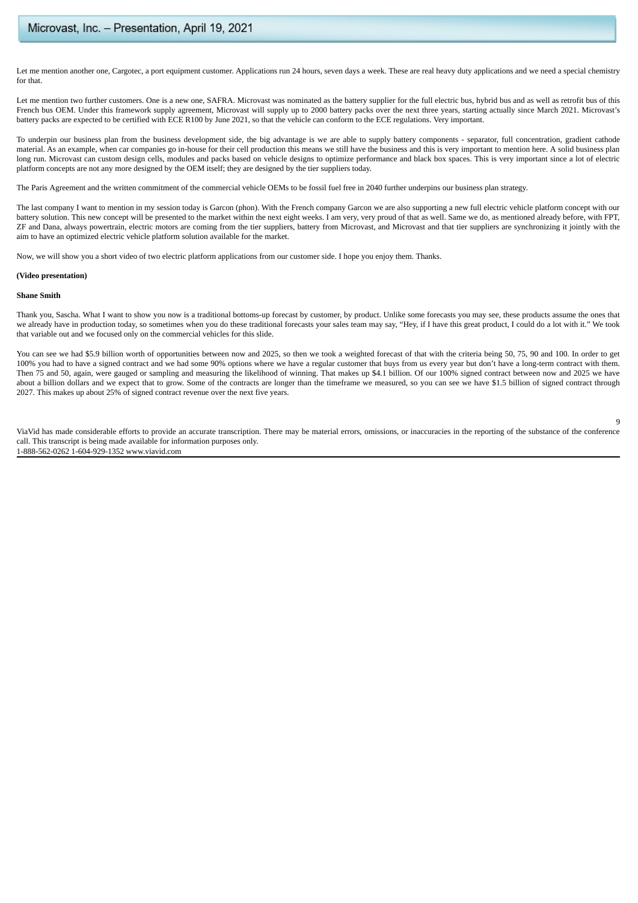Let me mention another one, Cargotec, a port equipment customer. Applications run 24 hours, seven days a week. These are real heavy duty applications and we need a special chemistry for that.

Let me mention two further customers. One is a new one, SAFRA. Microvast was nominated as the battery supplier for the full electric bus, hybrid bus and as well as retrofit bus of this French bus OEM. Under this framework supply agreement, Microvast will supply up to 2000 battery packs over the next three years, starting actually since March 2021. Microvast's battery packs are expected to be certified with ECE R100 by June 2021, so that the vehicle can conform to the ECE regulations. Very important.

To underpin our business plan from the business development side, the big advantage is we are able to supply battery components - separator, full concentration, gradient cathode material. As an example, when car companies go in-house for their cell production this means we still have the business and this is very important to mention here. A solid business plan long run. Microvast can custom design cells, modules and packs based on vehicle designs to optimize performance and black box spaces. This is very important since a lot of electric platform concepts are not any more designed by the OEM itself; they are designed by the tier suppliers today.

The Paris Agreement and the written commitment of the commercial vehicle OEMs to be fossil fuel free in 2040 further underpins our business plan strategy.

The last company I want to mention in my session today is Garcon (phon). With the French company Garcon we are also supporting a new full electric vehicle platform concept with our battery solution. This new concept will be presented to the market within the next eight weeks. I am very, very proud of that as well. Same we do, as mentioned already before, with FPT, ZF and Dana, always powertrain, electric motors are coming from the tier suppliers, battery from Microvast, and Microvast and that tier suppliers are synchronizing it jointly with the aim to have an optimized electric vehicle platform solution available for the market.

Now, we will show you a short video of two electric platform applications from our customer side. I hope you enjoy them. Thanks.

**(Video presentation)**

**Shane Smith**

Thank you, Sascha. What I want to show you now is a traditional bottoms-up forecast by customer, by product. Unlike some forecasts you may see, these products assume the ones that we already have in production today, so sometimes when you do these traditional forecasts your sales team may say, "Hey, if I have this great product, I could do a lot with it." We took that variable out and we focused only on the commercial vehicles for this slide.

You can see we had $5.9 billion worth of opportunities between now and 2025, so then we took a weighted forecast of that with the criteria being 50, 75, 90 and 100. In order to get 100% you had to have a signed contract and we had some 90% options where we have a regular customer that buys from us every year but don't have a long-term contract with them. Then 75 and 50, again, were gauged or sampling and measuring the likelihood of winning. That makes up $4.1 billion. Of our 100% signed contract between now and 2025 we have about a billion dollars and we expect that to grow. Some of the contracts are longer than the timeframe we measured, so you can see we have $1.5 billion of signed contract through 2027. This makes up about 25% of signed contract revenue over the next five years.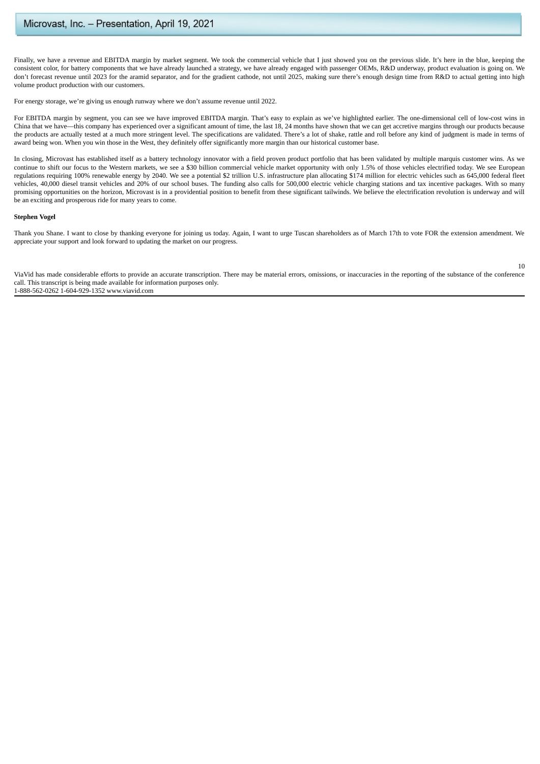Finally, we have a revenue and EBITDA margin by market segment. We took the commercial vehicle that I just showed you on the previous slide. It's here in the blue, keeping the consistent color, for battery components that we have already launched a strategy, we have already engaged with passenger OEMs, R&D underway, product evaluation is going on. We don't forecast revenue until 2023 for the aramid separator, and for the gradient cathode, not until 2025, making sure there's enough design time from R&D to actual getting into high volume product production with our customers.

For energy storage, we're giving us enough runway where we don't assume revenue until 2022.

For EBITDA margin by segment, you can see we have improved EBITDA margin. That's easy to explain as we've highlighted earlier. The one-dimensional cell of low-cost wins in China that we have—this company has experienced over a significant amount of time, the last 18, 24 months have shown that we can get accretive margins through our products because the products are actually tested at a much more stringent level. The specifications are validated. There's a lot of shake, rattle and roll before any kind of judgment is made in terms of award being won. When you win those in the West, they definitely offer significantly more margin than our historical customer base.

In closing, Microvast has established itself as a battery technology innovator with a field proven product portfolio that has been validated by multiple marquis customer wins. As we continue to shift our focus to the Western markets, we see a $30 billion commercial vehicle market opportunity with only 1.5% of those vehicles electrified today. We see European regulations requiring 100% renewable energy by 2040. We see a potential $2 trillion U.S. infrastructure plan allocating $174 million for electric vehicles such as 645,000 federal fleet vehicles, 40,000 diesel transit vehicles and 20% of our school buses. The funding also calls for 500,000 electric vehicle charging stations and tax incentive packages. With so many promising opportunities on the horizon, Microvast is in a providential position to benefit from these significant tailwinds. We believe the electrification revolution is underway and will be an exciting and prosperous ride for many years to come.

**Stephen Vogel**

Thank you Shane. I want to close by thanking everyone for joining us today. Again, I want to urge Tuscan shareholders as of March 17th to vote FOR the extension amendment. We appreciate your support and look forward to updating the market on our progress.

ViaVid has made considerable efforts to provide an accurate transcription. There may be material errors, omissions, or inaccuracies in the reporting of the substance of the conference call. This transcript is being made available for information purposes only.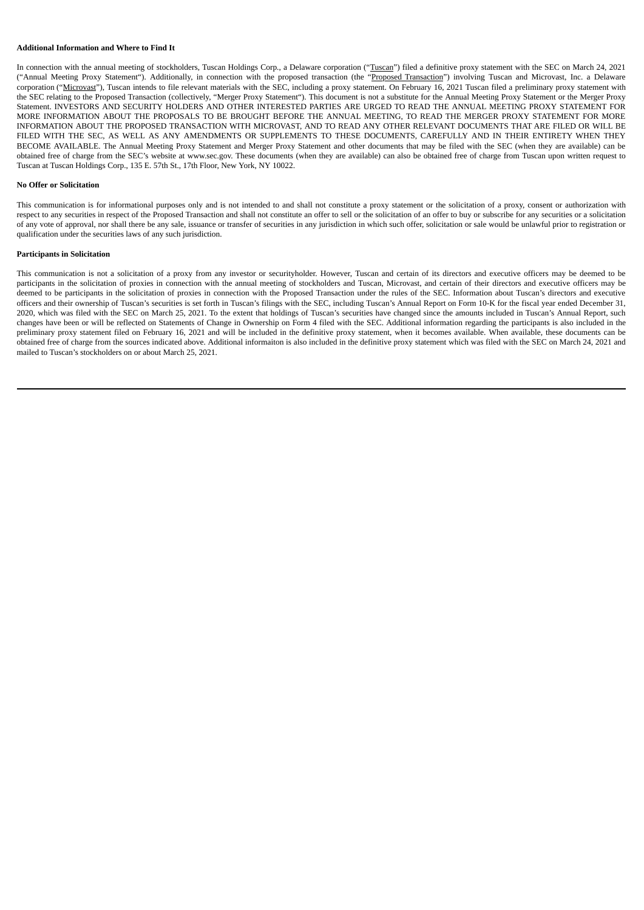**Additional Information and Where to Find It**

In connection with the annual meeting of stockholders, Tuscan Holdings Corp., a Delaware corporation ("Tuscan") filed a definitive proxy statement with the SEC on March 24, 2021 ("Annual Meeting Proxy Statement"). Additionally, in connection with the proposed transaction (the "Proposed Transaction") involving Tuscan and Microvast, Inc. a Delaware corporation ("Microvast"), Tuscan intends to file relevant materials with the SEC, including a proxy statement. On February 16, 2021 Tuscan filed a preliminary proxy statement with the SEC relating to the Proposed Transaction (collectively, "Merger Proxy Statement"). This document is not a substitute for the Annual Meeting Proxy Statement or the Merger Proxy Statement. INVESTORS AND SECURITY HOLDERS AND OTHER INTERESTED PARTIES ARE URGED TO READ THE ANNUAL MEETING PROXY STATEMENT FOR MORE INFORMATION ABOUT THE PROPOSALS TO BE BROUGHT BEFORE THE ANNUAL MEETING, TO READ THE MERGER PROXY STATEMENT FOR MORE INFORMATION ABOUT THE PROPOSED TRANSACTION WITH MICROVAST, AND TO READ ANY OTHER RELEVANT DOCUMENTS THAT ARE FILED OR WILL BE FILED WITH THE SEC, AS WELL AS ANY AMENDMENTS OR SUPPLEMENTS TO THESE DOCUMENTS, CAREFULLY AND IN THEIR ENTIRETY WHEN THEY BECOME AVAILABLE. The Annual Meeting Proxy Statement and Merger Proxy Statement and other documents that may be filed with the SEC (when they are available) can be obtained free of charge from the SEC's website at www.sec.gov. These documents (when they are available) can also be obtained free of charge from Tuscan upon written request to Tuscan at Tuscan Holdings Corp., 135 E. 57th St., 17th Floor, New York, NY 10022.

**No Offer or Solicitation**

This communication is for informational purposes only and is not intended to and shall not constitute a proxy statement or the solicitation of a proxy, consent or authorization with respect to any securities in respect of the Proposed Transaction and shall not constitute an offer to sell or the solicitation of an offer to buy or subscribe for any securities or a solicitation of any vote of approval, nor shall there be any sale, issuance or transfer of securities in any jurisdiction in which such offer, solicitation or sale would be unlawful prior to registration or qualification under the securities laws of any such jurisdiction.

**Participants in Solicitation**

This communication is not a solicitation of a proxy from any investor or securityholder. However, Tuscan and certain of its directors and executive officers may be deemed to be participants in the solicitation of proxies in connection with the annual meeting of stockholders and Tuscan, Microvast, and certain of their directors and executive officers may be deemed to be participants in the solicitation of proxies in connection with the Proposed Transaction under the rules of the SEC. Information about Tuscan's directors and executive officers and their ownership of Tuscan's securities is set forth in Tuscan's filings with the SEC, including Tuscan's Annual Report on Form 10-K for the fiscal year ended December 31, 2020, which was filed with the SEC on March 25, 2021. To the extent that holdings of Tuscan's securities have changed since the amounts included in Tuscan's Annual Report, such changes have been or will be reflected on Statements of Change in Ownership on Form 4 filed with the SEC. Additional information regarding the participants is also included in the preliminary proxy statement filed on February 16, 2021 and will be included in the definitive proxy statement, when it becomes available. When available, these documents can be obtained free of charge from the sources indicated above. Additional informaiton is also included in the definitive proxy statement which was filed with the SEC on March 24, 2021 and mailed to Tuscan's stockholders on or about March 25, 2021.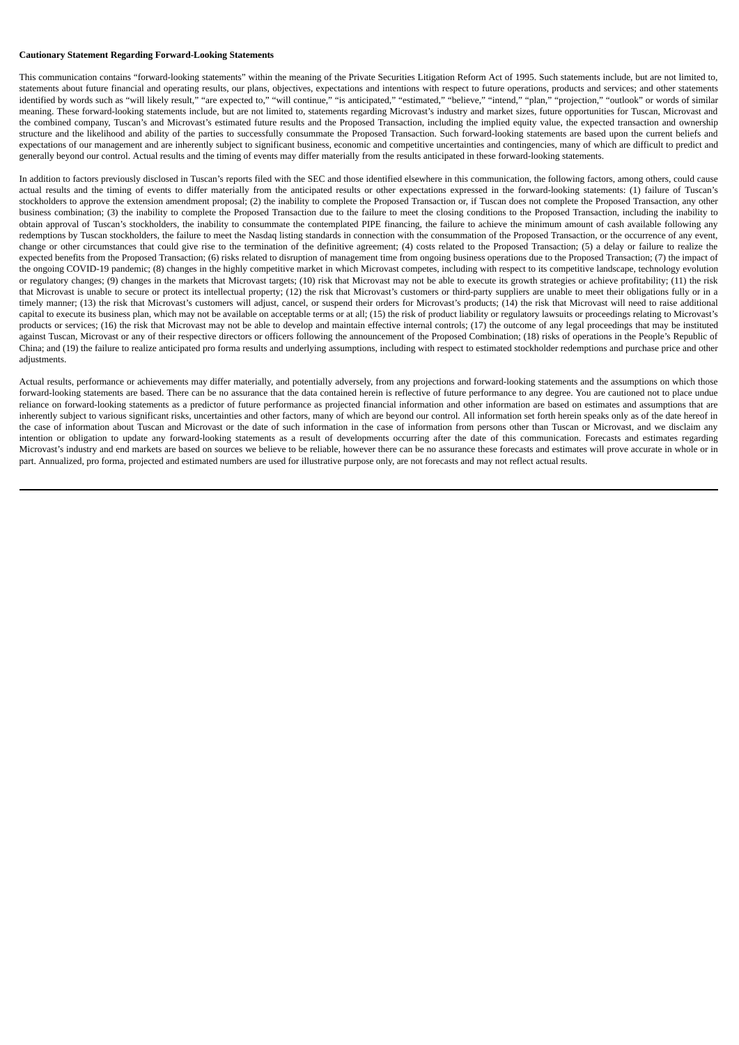**Cautionary Statement Regarding Forward-Looking Statements**

This communication contains "forward-looking statements" within the meaning of the Private Securities Litigation Reform Act of 1995. Such statements include, but are not limited to, statements about future financial and operating results, our plans, objectives, expectations and intentions with respect to future operations, products and services; and other statements identified by words such as "will likely result," "are expected to," "will continue," "is anticipated," "estimated," "believe," "intend," "plan," "projection," "outlook" or words of similar meaning. These forward-looking statements include, but are not limited to, statements regarding Microvast's industry and market sizes, future opportunities for Tuscan, Microvast and the combined company, Tuscan's and Microvast's estimated future results and the Proposed Transaction, including the implied equity value, the expected transaction and ownership structure and the likelihood and ability of the parties to successfully consummate the Proposed Transaction. Such forward-looking statements are based upon the current beliefs and expectations of our management and are inherently subject to significant business, economic and competitive uncertainties and contingencies, many of which are difficult to predict and generally beyond our control. Actual results and the timing of events may differ materially from the results anticipated in these forward-looking statements.

In addition to factors previously disclosed in Tuscan's reports filed with the SEC and those identified elsewhere in this communication, the following factors, among others, could cause actual results and the timing of events to differ materially from the anticipated results or other expectations expressed in the forward-looking statements: (1) failure of Tuscan's stockholders to approve the extension amendment proposal; (2) the inability to complete the Proposed Transaction or, if Tuscan does not complete the Proposed Transaction, any other business combination; (3) the inability to complete the Proposed Transaction due to the failure to meet the closing conditions to the Proposed Transaction, including the inability to obtain approval of Tuscan's stockholders, the inability to consummate the contemplated PIPE financing, the failure to achieve the minimum amount of cash available following any redemptions by Tuscan stockholders, the failure to meet the Nasdaq listing standards in connection with the consummation of the Proposed Transaction, or the occurrence of any event, change or other circumstances that could give rise to the termination of the definitive agreement; (4) costs related to the Proposed Transaction; (5) a delay or failure to realize the expected benefits from the Proposed Transaction; (6) risks related to disruption of management time from ongoing business operations due to the Proposed Transaction; (7) the impact of the ongoing COVID-19 pandemic; (8) changes in the highly competitive market in which Microvast competes, including with respect to its competitive landscape, technology evolution or regulatory changes; (9) changes in the markets that Microvast targets; (10) risk that Microvast may not be able to execute its growth strategies or achieve profitability; (11) the risk that Microvast is unable to secure or protect its intellectual property; (12) the risk that Microvast's customers or third-party suppliers are unable to meet their obligations fully or in a timely manner; (13) the risk that Microvast's customers will adjust, cancel, or suspend their orders for Microvast's products; (14) the risk that Microvast will need to raise additional capital to execute its business plan, which may not be available on acceptable terms or at all; (15) the risk of product liability or regulatory lawsuits or proceedings relating to Microvast's products or services; (16) the risk that Microvast may not be able to develop and maintain effective internal controls; (17) the outcome of any legal proceedings that may be instituted against Tuscan, Microvast or any of their respective directors or officers following the announcement of the Proposed Combination; (18) risks of operations in the People's Republic of China; and (19) the failure to realize anticipated pro forma results and underlying assumptions, including with respect to estimated stockholder redemptions and purchase price and other adjustments.

Actual results, performance or achievements may differ materially, and potentially adversely, from any projections and forward-looking statements and the assumptions on which those forward-looking statements are based. There can be no assurance that the data contained herein is reflective of future performance to any degree. You are cautioned not to place undue reliance on forward-looking statements as a predictor of future performance as projected financial information and other information are based on estimates and assumptions that are inherently subject to various significant risks, uncertainties and other factors, many of which are beyond our control. All information set forth herein speaks only as of the date hereof in the case of information about Tuscan and Microvast or the date of such information in the case of information from persons other than Tuscan or Microvast, and we disclaim any intention or obligation to update any forward-looking statements as a result of developments occurring after the date of this communication. Forecasts and estimates regarding Microvast's industry and end markets are based on sources we believe to be reliable, however there can be no assurance these forecasts and estimates will prove accurate in whole or in part. Annualized, pro forma, projected and estimated numbers are used for illustrative purpose only, are not forecasts and may not reflect actual results.